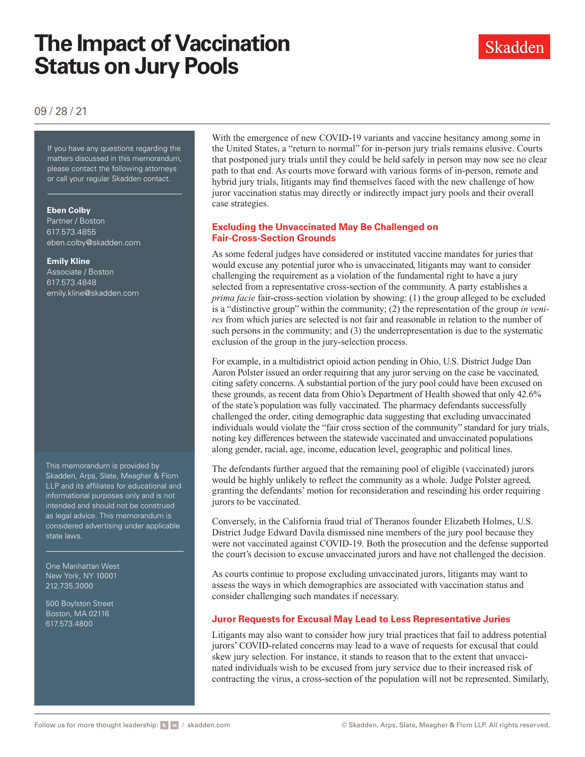# The Impact of Vaccination Status on Jury Pools

09 / 28 / 21

If you have any questions regarding the matters discussed in this memorandum, please contact the following attorneys or call your regular Skadden contact.

**Eben Colby**
Partner / Boston
617.573.4855
eben.colby@skadden.com

**Emily Kline**
Associate / Boston
617.573.4848
emily.kline@skadden.com

This memorandum is provided by Skadden, Arps, Slate, Meagher & Flom LLP and its affiliates for educational and informational purposes only and is not intended and should not be construed as legal advice. This memorandum is considered advertising under applicable state laws.

One Manhattan West
New York, NY 10001
212.735.3000

500 Boylston Street
Boston, MA 02116
617.573.4800

With the emergence of new COVID-19 variants and vaccine hesitancy among some in the United States, a "return to normal" for in-person jury trials remains elusive. Courts that postponed jury trials until they could be held safely in person may now see no clear path to that end. As courts move forward with various forms of in-person, remote and hybrid jury trials, litigants may find themselves faced with the new challenge of how juror vaccination status may directly or indirectly impact jury pools and their overall case strategies.

## Excluding the Unvaccinated May Be Challenged on Fair-Cross-Section Grounds

As some federal judges have considered or instituted vaccine mandates for juries that would excuse any potential juror who is unvaccinated, litigants may want to consider challenging the requirement as a violation of the fundamental right to have a jury selected from a representative cross-section of the community. A party establishes a *prima facie* fair-cross-section violation by showing: (1) the group alleged to be excluded is a "distinctive group" within the community; (2) the representation of the group *in venires* from which juries are selected is not fair and reasonable in relation to the number of such persons in the community; and (3) the underrepresentation is due to the systematic exclusion of the group in the jury-selection process.

For example, in a multidistrict opioid action pending in Ohio, U.S. District Judge Dan Aaron Polster issued an order requiring that any juror serving on the case be vaccinated, citing safety concerns. A substantial portion of the jury pool could have been excused on these grounds, as recent data from Ohio's Department of Health showed that only 42.6% of the state's population was fully vaccinated. The pharmacy defendants successfully challenged the order, citing demographic data suggesting that excluding unvaccinated individuals would violate the "fair cross section of the community" standard for jury trials, noting key differences between the statewide vaccinated and unvaccinated populations along gender, racial, age, income, education level, geographic and political lines.

The defendants further argued that the remaining pool of eligible (vaccinated) jurors would be highly unlikely to reflect the community as a whole. Judge Polster agreed, granting the defendants' motion for reconsideration and rescinding his order requiring jurors to be vaccinated.

Conversely, in the California fraud trial of Theranos founder Elizabeth Holmes, U.S. District Judge Edward Davila dismissed nine members of the jury pool because they were not vaccinated against COVID-19. Both the prosecution and the defense supported the court's decision to excuse unvaccinated jurors and have not challenged the decision.

As courts continue to propose excluding unvaccinated jurors, litigants may want to assess the ways in which demographics are associated with vaccination status and consider challenging such mandates if necessary.

## Juror Requests for Excusal May Lead to Less Representative Juries

Litigants may also want to consider how jury trial practices that fail to address potential jurors' COVID-related concerns may lead to a wave of requests for excusal that could skew jury selection. For instance, it stands to reason that to the extent that unvaccinated individuals wish to be excused from jury service due to their increased risk of contracting the virus, a cross-section of the population will not be represented. Similarly,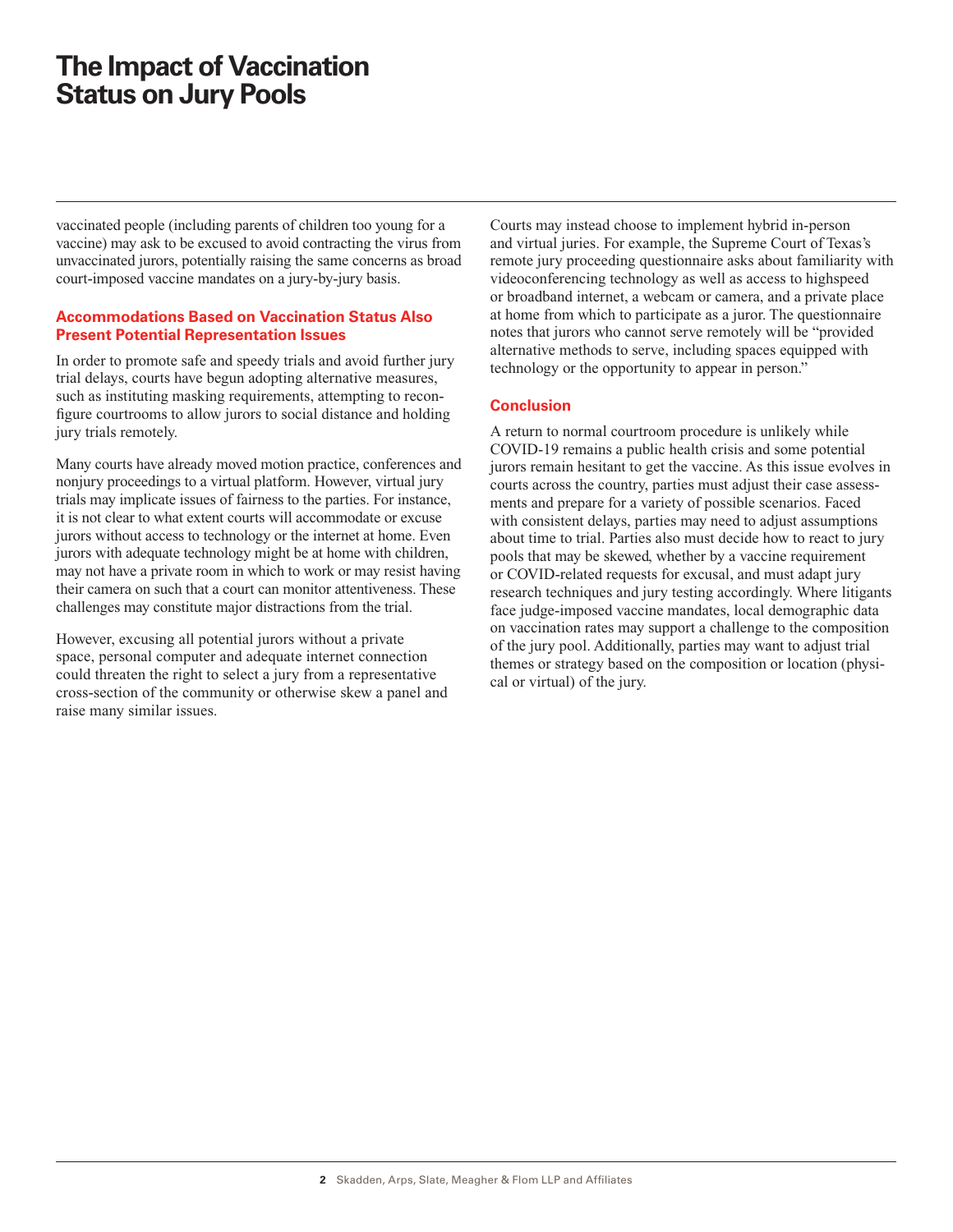vaccinated people (including parents of children too young for a vaccine) may ask to be excused to avoid contracting the virus from unvaccinated jurors, potentially raising the same concerns as broad court-imposed vaccine mandates on a jury-by-jury basis.

## Accommodations Based on Vaccination Status Also Present Potential Representation Issues

In order to promote safe and speedy trials and avoid further jury trial delays, courts have begun adopting alternative measures, such as instituting masking requirements, attempting to reconfigure courtrooms to allow jurors to social distance and holding jury trials remotely.

Many courts have already moved motion practice, conferences and nonjury proceedings to a virtual platform. However, virtual jury trials may implicate issues of fairness to the parties. For instance, it is not clear to what extent courts will accommodate or excuse jurors without access to technology or the internet at home. Even jurors with adequate technology might be at home with children, may not have a private room in which to work or may resist having their camera on such that a court can monitor attentiveness. These challenges may constitute major distractions from the trial.

However, excusing all potential jurors without a private space, personal computer and adequate internet connection could threaten the right to select a jury from a representative cross-section of the community or otherwise skew a panel and raise many similar issues.

Courts may instead choose to implement hybrid in-person and virtual juries. For example, the Supreme Court of Texas's remote jury proceeding questionnaire asks about familiarity with videoconferencing technology as well as access to highspeed or broadband internet, a webcam or camera, and a private place at home from which to participate as a juror. The questionnaire notes that jurors who cannot serve remotely will be "provided alternative methods to serve, including spaces equipped with technology or the opportunity to appear in person."

## Conclusion

A return to normal courtroom procedure is unlikely while COVID-19 remains a public health crisis and some potential jurors remain hesitant to get the vaccine. As this issue evolves in courts across the country, parties must adjust their case assessments and prepare for a variety of possible scenarios. Faced with consistent delays, parties may need to adjust assumptions about time to trial. Parties also must decide how to react to jury pools that may be skewed, whether by a vaccine requirement or COVID-related requests for excusal, and must adapt jury research techniques and jury testing accordingly. Where litigants face judge-imposed vaccine mandates, local demographic data on vaccination rates may support a challenge to the composition of the jury pool. Additionally, parties may want to adjust trial themes or strategy based on the composition or location (physical or virtual) of the jury.